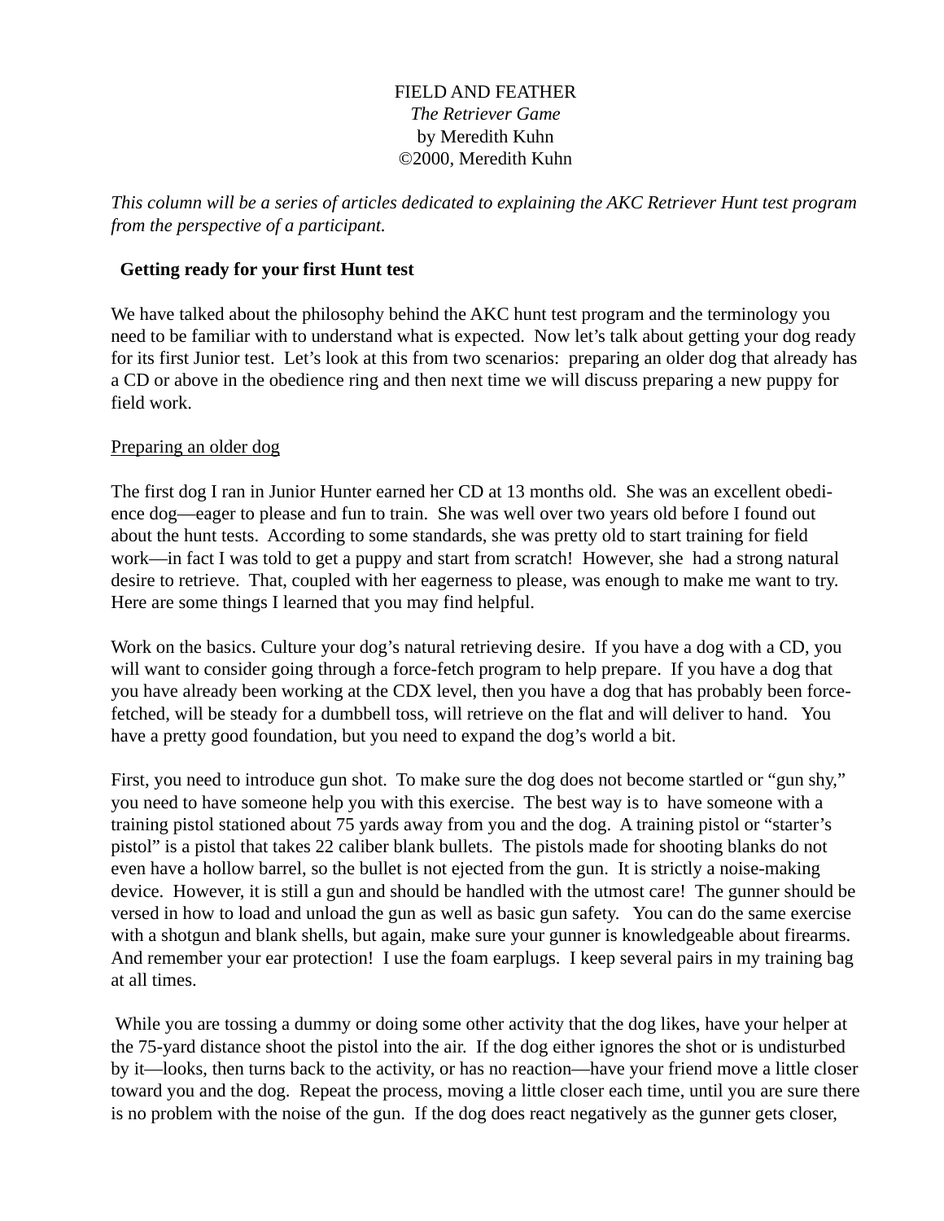FIELD AND FEATHER

*The Retriever Game*

by Meredith Kuhn

©2000, Meredith Kuhn

*This column will be a series of articles dedicated to explaining the AKC Retriever Hunt test program from the perspective of a participant.*

## Getting ready for your first Hunt test

We have talked about the philosophy behind the AKC hunt test program and the terminology you need to be familiar with to understand what is expected. Now let's talk about getting your dog ready for its first Junior test. Let's look at this from two scenarios: preparing an older dog that already has a CD or above in the obedience ring and then next time we will discuss preparing a new puppy for field work.

### Preparing an older dog

The first dog I ran in Junior Hunter earned her CD at 13 months old. She was an excellent obedience dog—eager to please and fun to train. She was well over two years old before I found out about the hunt tests. According to some standards, she was pretty old to start training for field work—in fact I was told to get a puppy and start from scratch! However, she had a strong natural desire to retrieve. That, coupled with her eagerness to please, was enough to make me want to try. Here are some things I learned that you may find helpful.

Work on the basics. Culture your dog's natural retrieving desire. If you have a dog with a CD, you will want to consider going through a force-fetch program to help prepare. If you have a dog that you have already been working at the CDX level, then you have a dog that has probably been force-fetched, will be steady for a dumbbell toss, will retrieve on the flat and will deliver to hand. You have a pretty good foundation, but you need to expand the dog's world a bit.

First, you need to introduce gun shot. To make sure the dog does not become startled or "gun shy," you need to have someone help you with this exercise. The best way is to have someone with a training pistol stationed about 75 yards away from you and the dog. A training pistol or "starter's pistol" is a pistol that takes 22 caliber blank bullets. The pistols made for shooting blanks do not even have a hollow barrel, so the bullet is not ejected from the gun. It is strictly a noise-making device. However, it is still a gun and should be handled with the utmost care! The gunner should be versed in how to load and unload the gun as well as basic gun safety. You can do the same exercise with a shotgun and blank shells, but again, make sure your gunner is knowledgeable about firearms. And remember your ear protection! I use the foam earplugs. I keep several pairs in my training bag at all times.

While you are tossing a dummy or doing some other activity that the dog likes, have your helper at the 75-yard distance shoot the pistol into the air. If the dog either ignores the shot or is undisturbed by it—looks, then turns back to the activity, or has no reaction—have your friend move a little closer toward you and the dog. Repeat the process, moving a little closer each time, until you are sure there is no problem with the noise of the gun. If the dog does react negatively as the gunner gets closer,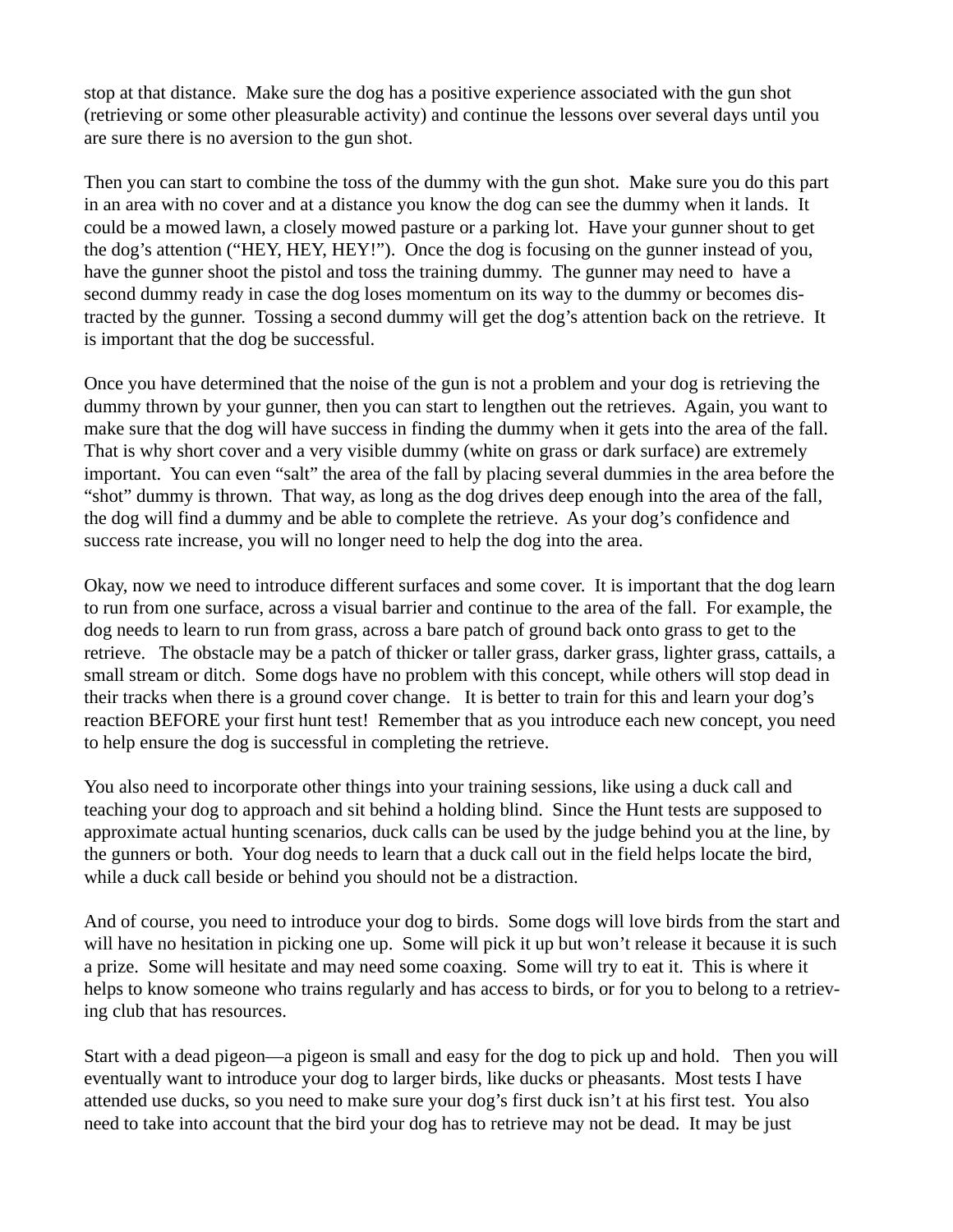stop at that distance. Make sure the dog has a positive experience associated with the gun shot (retrieving or some other pleasurable activity) and continue the lessons over several days until you are sure there is no aversion to the gun shot.

Then you can start to combine the toss of the dummy with the gun shot. Make sure you do this part in an area with no cover and at a distance you know the dog can see the dummy when it lands. It could be a mowed lawn, a closely mowed pasture or a parking lot. Have your gunner shout to get the dog's attention ("HEY, HEY, HEY!"). Once the dog is focusing on the gunner instead of you, have the gunner shoot the pistol and toss the training dummy. The gunner may need to have a second dummy ready in case the dog loses momentum on its way to the dummy or becomes distracted by the gunner. Tossing a second dummy will get the dog's attention back on the retrieve. It is important that the dog be successful.

Once you have determined that the noise of the gun is not a problem and your dog is retrieving the dummy thrown by your gunner, then you can start to lengthen out the retrieves. Again, you want to make sure that the dog will have success in finding the dummy when it gets into the area of the fall. That is why short cover and a very visible dummy (white on grass or dark surface) are extremely important. You can even "salt" the area of the fall by placing several dummies in the area before the "shot" dummy is thrown. That way, as long as the dog drives deep enough into the area of the fall, the dog will find a dummy and be able to complete the retrieve. As your dog's confidence and success rate increase, you will no longer need to help the dog into the area.

Okay, now we need to introduce different surfaces and some cover. It is important that the dog learn to run from one surface, across a visual barrier and continue to the area of the fall. For example, the dog needs to learn to run from grass, across a bare patch of ground back onto grass to get to the retrieve. The obstacle may be a patch of thicker or taller grass, darker grass, lighter grass, cattails, a small stream or ditch. Some dogs have no problem with this concept, while others will stop dead in their tracks when there is a ground cover change. It is better to train for this and learn your dog's reaction BEFORE your first hunt test! Remember that as you introduce each new concept, you need to help ensure the dog is successful in completing the retrieve.

You also need to incorporate other things into your training sessions, like using a duck call and teaching your dog to approach and sit behind a holding blind. Since the Hunt tests are supposed to approximate actual hunting scenarios, duck calls can be used by the judge behind you at the line, by the gunners or both. Your dog needs to learn that a duck call out in the field helps locate the bird, while a duck call beside or behind you should not be a distraction.

And of course, you need to introduce your dog to birds. Some dogs will love birds from the start and will have no hesitation in picking one up. Some will pick it up but won't release it because it is such a prize. Some will hesitate and may need some coaxing. Some will try to eat it. This is where it helps to know someone who trains regularly and has access to birds, or for you to belong to a retrieving club that has resources.

Start with a dead pigeon—a pigeon is small and easy for the dog to pick up and hold. Then you will eventually want to introduce your dog to larger birds, like ducks or pheasants. Most tests I have attended use ducks, so you need to make sure your dog's first duck isn't at his first test. You also need to take into account that the bird your dog has to retrieve may not be dead. It may be just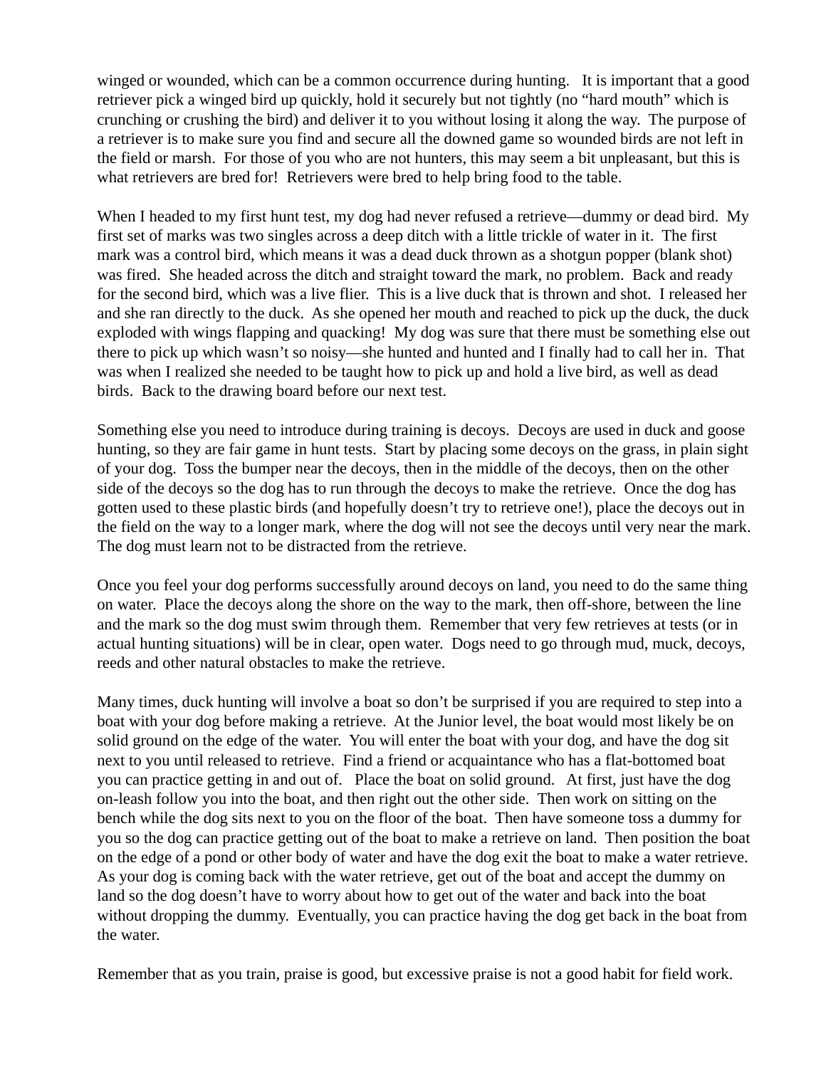winged or wounded, which can be a common occurrence during hunting. It is important that a good retriever pick a winged bird up quickly, hold it securely but not tightly (no "hard mouth" which is crunching or crushing the bird) and deliver it to you without losing it along the way. The purpose of a retriever is to make sure you find and secure all the downed game so wounded birds are not left in the field or marsh. For those of you who are not hunters, this may seem a bit unpleasant, but this is what retrievers are bred for! Retrievers were bred to help bring food to the table.

When I headed to my first hunt test, my dog had never refused a retrieve—dummy or dead bird. My first set of marks was two singles across a deep ditch with a little trickle of water in it. The first mark was a control bird, which means it was a dead duck thrown as a shotgun popper (blank shot) was fired. She headed across the ditch and straight toward the mark, no problem. Back and ready for the second bird, which was a live flier. This is a live duck that is thrown and shot. I released her and she ran directly to the duck. As she opened her mouth and reached to pick up the duck, the duck exploded with wings flapping and quacking! My dog was sure that there must be something else out there to pick up which wasn't so noisy—she hunted and hunted and I finally had to call her in. That was when I realized she needed to be taught how to pick up and hold a live bird, as well as dead birds. Back to the drawing board before our next test.

Something else you need to introduce during training is decoys. Decoys are used in duck and goose hunting, so they are fair game in hunt tests. Start by placing some decoys on the grass, in plain sight of your dog. Toss the bumper near the decoys, then in the middle of the decoys, then on the other side of the decoys so the dog has to run through the decoys to make the retrieve. Once the dog has gotten used to these plastic birds (and hopefully doesn't try to retrieve one!), place the decoys out in the field on the way to a longer mark, where the dog will not see the decoys until very near the mark. The dog must learn not to be distracted from the retrieve.

Once you feel your dog performs successfully around decoys on land, you need to do the same thing on water. Place the decoys along the shore on the way to the mark, then off-shore, between the line and the mark so the dog must swim through them. Remember that very few retrieves at tests (or in actual hunting situations) will be in clear, open water. Dogs need to go through mud, muck, decoys, reeds and other natural obstacles to make the retrieve.

Many times, duck hunting will involve a boat so don't be surprised if you are required to step into a boat with your dog before making a retrieve. At the Junior level, the boat would most likely be on solid ground on the edge of the water. You will enter the boat with your dog, and have the dog sit next to you until released to retrieve. Find a friend or acquaintance who has a flat-bottomed boat you can practice getting in and out of. Place the boat on solid ground. At first, just have the dog on-leash follow you into the boat, and then right out the other side. Then work on sitting on the bench while the dog sits next to you on the floor of the boat. Then have someone toss a dummy for you so the dog can practice getting out of the boat to make a retrieve on land. Then position the boat on the edge of a pond or other body of water and have the dog exit the boat to make a water retrieve. As your dog is coming back with the water retrieve, get out of the boat and accept the dummy on land so the dog doesn't have to worry about how to get out of the water and back into the boat without dropping the dummy. Eventually, you can practice having the dog get back in the boat from the water.

Remember that as you train, praise is good, but excessive praise is not a good habit for field work.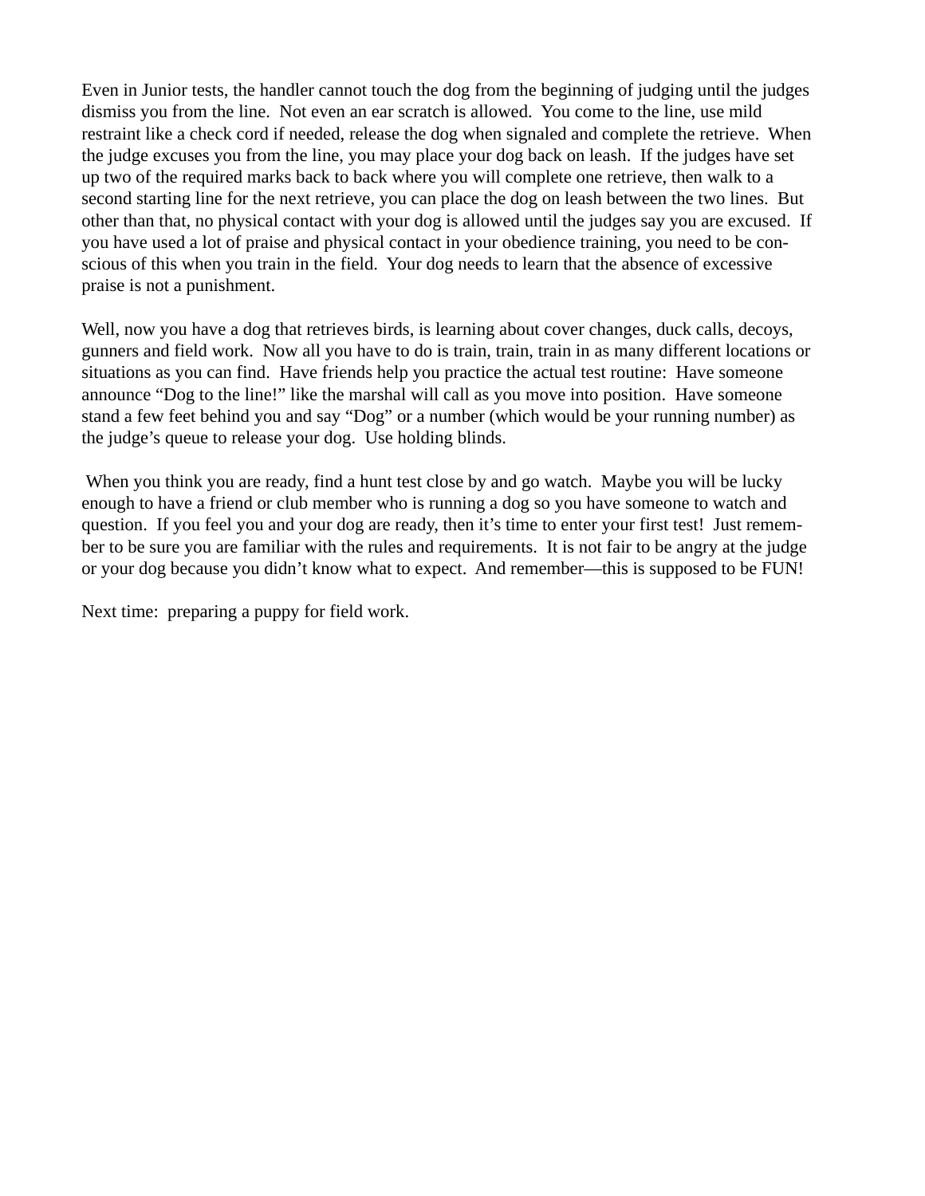Even in Junior tests, the handler cannot touch the dog from the beginning of judging until the judges dismiss you from the line. Not even an ear scratch is allowed. You come to the line, use mild restraint like a check cord if needed, release the dog when signaled and complete the retrieve. When the judge excuses you from the line, you may place your dog back on leash. If the judges have set up two of the required marks back to back where you will complete one retrieve, then walk to a second starting line for the next retrieve, you can place the dog on leash between the two lines. But other than that, no physical contact with your dog is allowed until the judges say you are excused. If you have used a lot of praise and physical contact in your obedience training, you need to be conscious of this when you train in the field. Your dog needs to learn that the absence of excessive praise is not a punishment.

Well, now you have a dog that retrieves birds, is learning about cover changes, duck calls, decoys, gunners and field work. Now all you have to do is train, train, train in as many different locations or situations as you can find. Have friends help you practice the actual test routine: Have someone announce "Dog to the line!" like the marshal will call as you move into position. Have someone stand a few feet behind you and say "Dog" or a number (which would be your running number) as the judge's queue to release your dog. Use holding blinds.

When you think you are ready, find a hunt test close by and go watch. Maybe you will be lucky enough to have a friend or club member who is running a dog so you have someone to watch and question. If you feel you and your dog are ready, then it's time to enter your first test! Just remember to be sure you are familiar with the rules and requirements. It is not fair to be angry at the judge or your dog because you didn't know what to expect. And remember—this is supposed to be FUN!

Next time: preparing a puppy for field work.